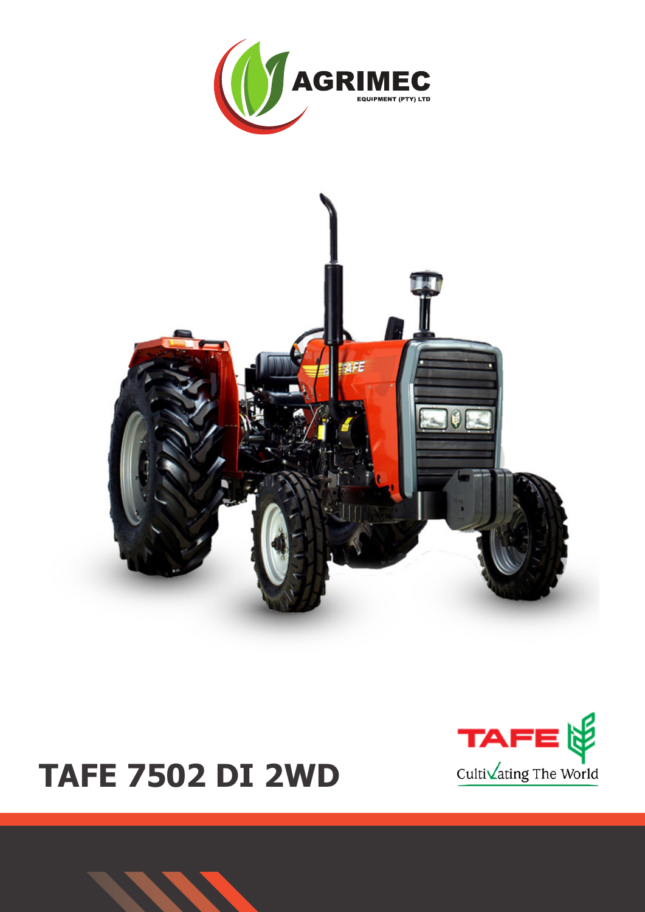AGRIMEC

EQUIPMENT (PTY) LTD

# TAFE 7502 DI 2WD

TAFE

Cultivating The World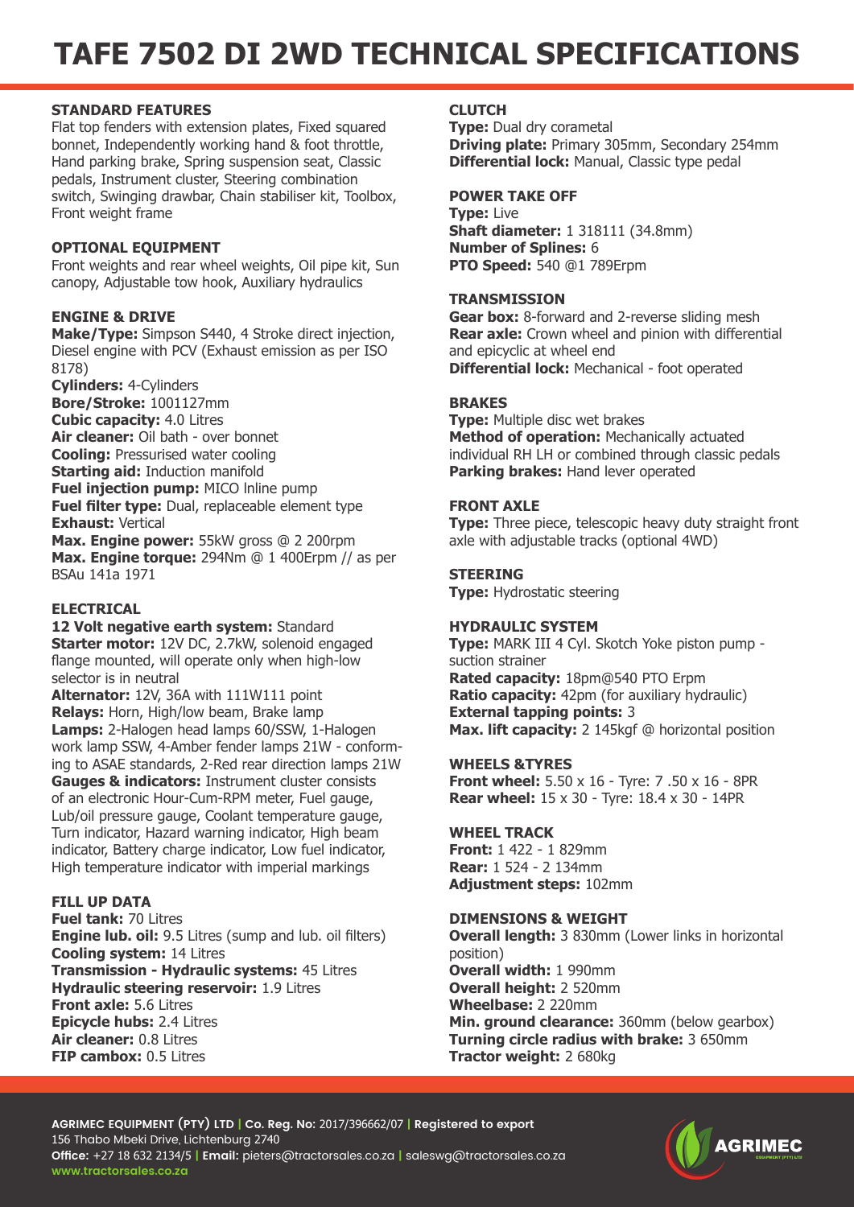# TAFE 7502 DI 2WD TECHNICAL SPECIFICATIONS

## STANDARD FEATURES

Flat top fenders with extension plates, Fixed squared bonnet, Independently working hand & foot throttle, Hand parking brake, Spring suspension seat, Classic pedals, Instrument cluster, Steering combination switch, Swinging drawbar, Chain stabiliser kit, Toolbox, Front weight frame

## OPTIONAL EQUIPMENT

Front weights and rear wheel weights, Oil pipe kit, Sun canopy, Adjustable tow hook, Auxiliary hydraulics

## ENGINE & DRIVE

**Make/Type:** Simpson S440, 4 Stroke direct injection, Diesel engine with PCV (Exhaust emission as per ISO 8178)
**Cylinders:** 4-Cylinders
**Bore/Stroke:** 1001127mm
**Cubic capacity:** 4.0 Litres
**Air cleaner:** Oil bath - over bonnet
**Cooling:** Pressurised water cooling
**Starting aid:** Induction manifold
**Fuel injection pump:** MICO Inline pump
**Fuel filter type:** Dual, replaceable element type
**Exhaust:** Vertical
**Max. Engine power:** 55kW gross @ 2 200rpm
**Max. Engine torque:** 294Nm @ 1 400Erpm // as per BSAu 141a 1971

## ELECTRICAL

**12 Volt negative earth system:** Standard
**Starter motor:** 12V DC, 2.7kW, solenoid engaged flange mounted, will operate only when high-low selector is in neutral
**Alternator:** 12V, 36A with 111W111 point
**Relays:** Horn, High/low beam, Brake lamp
**Lamps:** 2-Halogen head lamps 60/SSW, 1-Halogen work lamp SSW, 4-Amber fender lamps 21W - conforming to ASAE standards, 2-Red rear direction lamps 21W
**Gauges & indicators:** Instrument cluster consists of an electronic Hour-Cum-RPM meter, Fuel gauge, Lub/oil pressure gauge, Coolant temperature gauge, Turn indicator, Hazard warning indicator, High beam indicator, Battery charge indicator, Low fuel indicator, High temperature indicator with imperial markings

## FILL UP DATA

**Fuel tank:** 70 Litres
**Engine lub. oil:** 9.5 Litres (sump and lub. oil filters)
**Cooling system:** 14 Litres
**Transmission - Hydraulic systems:** 45 Litres
**Hydraulic steering reservoir:** 1.9 Litres
**Front axle:** 5.6 Litres
**Epicycle hubs:** 2.4 Litres
**Air cleaner:** 0.8 Litres
**FIP cambox:** 0.5 Litres

## CLUTCH

**Type:** Dual dry corametal
**Driving plate:** Primary 305mm, Secondary 254mm
**Differential lock:** Manual, Classic type pedal

## POWER TAKE OFF

**Type:** Live
**Shaft diameter:** 1 318111 (34.8mm)
**Number of Splines:** 6
**PTO Speed:** 540 @1 789Erpm

## TRANSMISSION

**Gear box:** 8-forward and 2-reverse sliding mesh
**Rear axle:** Crown wheel and pinion with differential and epicyclic at wheel end
**Differential lock:** Mechanical - foot operated

## BRAKES

**Type:** Multiple disc wet brakes
**Method of operation:** Mechanically actuated individual RH LH or combined through classic pedals
**Parking brakes:** Hand lever operated

## FRONT AXLE

**Type:** Three piece, telescopic heavy duty straight front axle with adjustable tracks (optional 4WD)

## STEERING

**Type:** Hydrostatic steering

## HYDRAULIC SYSTEM

**Type:** MARK III 4 Cyl. Skotch Yoke piston pump - suction strainer
**Rated capacity:** 18pm@540 PTO Erpm
**Ratio capacity:** 42pm (for auxiliary hydraulic)
**External tapping points:** 3
**Max. lift capacity:** 2 145kgf @ horizontal position

## WHEELS &TYRES

**Front wheel:** 5.50 x 16 - Tyre: 7 .50 x 16 - 8PR
**Rear wheel:** 15 x 30 - Tyre: 18.4 x 30 - 14PR

## WHEEL TRACK

**Front:** 1 422 - 1 829mm
**Rear:** 1 524 - 2 134mm
**Adjustment steps:** 102mm

## DIMENSIONS & WEIGHT

**Overall length:** 3 830mm (Lower links in horizontal position)
**Overall width:** 1 990mm
**Overall height:** 2 520mm
**Wheelbase:** 2 220mm
**Min. ground clearance:** 360mm (below gearbox)
**Turning circle radius with brake:** 3 650mm
**Tractor weight:** 2 680kg

**AGRIMEC EQUIPMENT (PTY) LTD | Co. Reg. No:** 2017/396662/07 **| Registered to export**
156 Thabo Mbeki Drive, Lichtenburg 2740
**Office:** +27 18 632 2134/5 **| Email:** pieters@tractorsales.co.za | saleswg@tractorsales.co.za
www.tractorsales.co.za